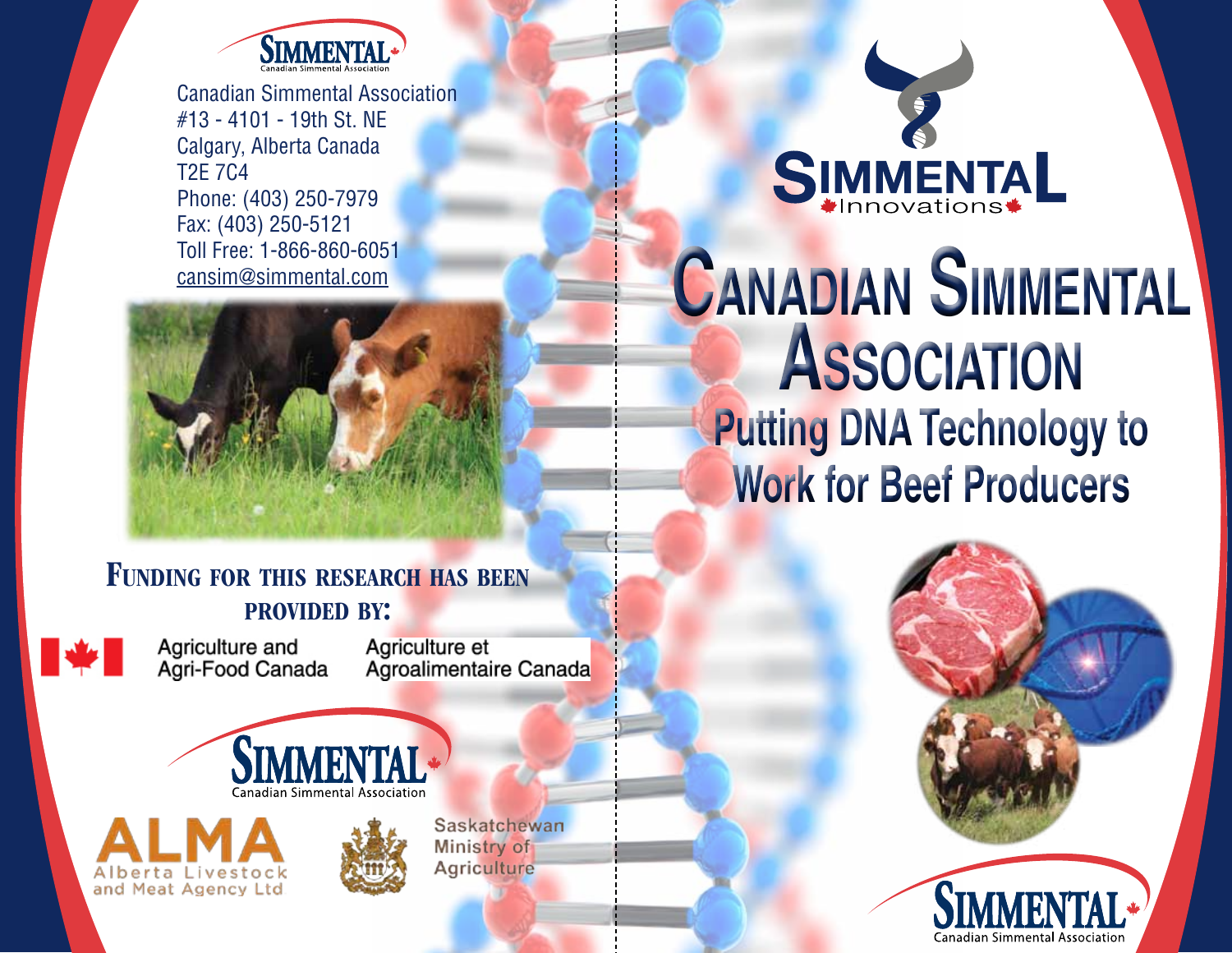SIMMENTAL
Canadian Simmental Association

Canadian Simmental Association
#13 - 4101 - 19th St. NE
Calgary, Alberta Canada
T2E 7C4
Phone: (403) 250-7979
Fax: (403) 250-5121
Toll Free: 1-866-860-6051
cansim@simmental.com

**FUNDING FOR THIS RESEARCH HAS BEEN PROVIDED BY:**

Agriculture and Agri-Food Canada
Agriculture et Agroalimentaire Canada

SIMMENTAL
Canadian Simmental Association

ALMA
Alberta Livestock and Meat Agency Ltd

Saskatchewan Ministry of Agriculture

SIMMENTAL Innovations

# Canadian Simmental Association

## Putting DNA Technology to Work for Beef Producers

SIMMENTAL
Canadian Simmental Association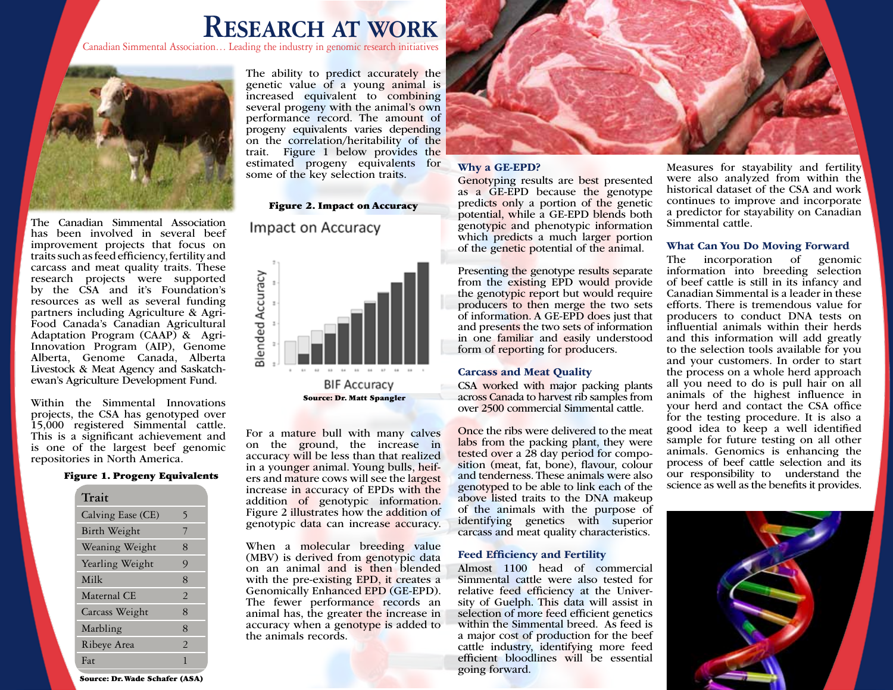# Research at work

Canadian Simmental Association… Leading the industry in genomic research initiatives

The Canadian Simmental Association has been involved in several beef improvement projects that focus on traits such as feed efficiency, fertility and carcass and meat quality traits. These research projects were supported by the CSA and it's Foundation's resources as well as several funding partners including Agriculture & Agri-Food Canada's Canadian Agricultural Adaptation Program (CAAP) & Agri-Innovation Program (AIP), Genome Alberta, Genome Canada, Alberta Livestock & Meat Agency and Saskatchewan's Agriculture Development Fund.

Within the Simmental Innovations projects, the CSA has genotyped over 15,000 registered Simmental cattle. This is a significant achievement and is one of the largest beef genomic repositories in North America.

**Figure 1. Progeny Equivalents**

| Trait | |
|---|---|
| Calving Ease (CE) | 5 |
| Birth Weight | 7 |
| Weaning Weight | 8 |
| Yearling Weight | 9 |
| Milk | 8 |
| Maternal CE | 2 |
| Carcass Weight | 8 |
| Marbling | 8 |
| Ribeye Area | 2 |
| Fat | 1 |

**Source: Dr. Wade Schafer (ASA)**

The ability to predict accurately the genetic value of a young animal is increased equivalent to combining several progeny with the animal's own performance record. The amount of progeny equivalents varies depending on the correlation/heritability of the trait. Figure 1 below provides the estimated progeny equivalents for some of the key selection traits.

**Figure 2. Impact on Accuracy**

Impact on Accuracy

Blended Accuracy

BIF Accuracy

**Source: Dr. Matt Spangler**

For a mature bull with many calves on the ground, the increase in accuracy will be less than that realized in a younger animal. Young bulls, heifers and mature cows will see the largest increase in accuracy of EPDs with the addition of genotypic information. Figure 2 illustrates how the addition of genotypic data can increase accuracy.

When a molecular breeding value (MBV) is derived from genotypic data on an animal and is then blended with the pre-existing EPD, it creates a Genomically Enhanced EPD (GE-EPD). The fewer performance records an animal has, the greater the increase in accuracy when a genotype is added to the animals records.

### Why a GE-EPD?

Genotyping results are best presented as a GE-EPD because the genotype predicts only a portion of the genetic potential, while a GE-EPD blends both genotypic and phenotypic information which predicts a much larger portion of the genetic potential of the animal.

Presenting the genotype results separate from the existing EPD would provide the genotypic report but would require producers to then merge the two sets of information. A GE-EPD does just that and presents the two sets of information in one familiar and easily understood form of reporting for producers.

### Carcass and Meat Quality

CSA worked with major packing plants across Canada to harvest rib samples from over 2500 commercial Simmental cattle.

Once the ribs were delivered to the meat labs from the packing plant, they were tested over a 28 day period for composition (meat, fat, bone), flavour, colour and tenderness. These animals were also genotyped to be able to link each of the above listed traits to the DNA makeup of the animals with the purpose of identifying genetics with superior carcass and meat quality characteristics.

### Feed Efficiency and Fertility

Almost 1100 head of commercial Simmental cattle were also tested for relative feed efficiency at the University of Guelph. This data will assist in selection of more feed efficient genetics within the Simmental breed. As feed is a major cost of production for the beef cattle industry, identifying more feed efficient bloodlines will be essential going forward.

Measures for stayability and fertility were also analyzed from within the historical dataset of the CSA and work continues to improve and incorporate a predictor for stayability on Canadian Simmental cattle.

### What Can You Do Moving Forward

The incorporation of genomic information into breeding selection of beef cattle is still in its infancy and Canadian Simmental is a leader in these efforts. There is tremendous value for producers to conduct DNA tests on influential animals within their herds and this information will add greatly to the selection tools available for you and your customers. In order to start the process on a whole herd approach all you need to do is pull hair on all animals of the highest influence in your herd and contact the CSA office for the testing procedure. It is also a good idea to keep a well identified sample for future testing on all other animals. Genomics is enhancing the process of beef cattle selection and its our responsibility to understand the science as well as the benefits it provides.